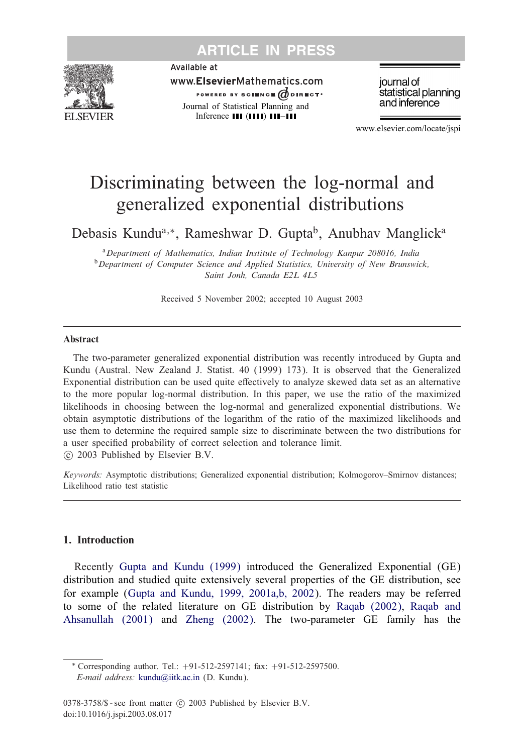# Discriminating between the log-normal and generalized exponential distributions

Debasis Kundu[a,*], Rameshwar D. Gupta[b], Anubhav Manglick[a]

[a] *Department of Mathematics, Indian Institute of Technology Kanpur 208016, India*

[b] *Department of Computer Science and Applied Statistics, University of New Brunswick, Saint Jonh, Canada E2L 4L5*

Received 5 November 2002; accepted 10 August 2003

## Abstract

The two-parameter generalized exponential distribution was recently introduced by Gupta and Kundu (Austral. New Zealand J. Statist. 40 (1999) 173). It is observed that the Generalized Exponential distribution can be used quite effectively to analyze skewed data set as an alternative to the more popular log-normal distribution. In this paper, we use the ratio of the maximized likelihoods in choosing between the log-normal and generalized exponential distributions. We obtain asymptotic distributions of the logarithm of the ratio of the maximized likelihoods and use them to determine the required sample size to discriminate between the two distributions for a user specified probability of correct selection and tolerance limit.

© 2003 Published by Elsevier B.V.

*Keywords:* Asymptotic distributions; Generalized exponential distribution; Kolmogorov–Smirnov distances; Likelihood ratio test statistic

## 1. Introduction

Recently Gupta and Kundu (1999) introduced the Generalized Exponential (GE) distribution and studied quite extensively several properties of the GE distribution, see for example (Gupta and Kundu, 1999, 2001a,b, 2002). The readers may be referred to some of the related literature on GE distribution by Raqab (2002), Raqab and Ahsanullah (2001) and Zheng (2002). The two-parameter GE family has the

---

* Corresponding author. Tel.: +91-512-2597141; fax: +91-512-2597500.
*E-mail address:* kundu@iitk.ac.in (D. Kundu).

0378-3758/$ - see front matter © 2003 Published by Elsevier B.V.
doi:10.1016/j.jspi.2003.08.017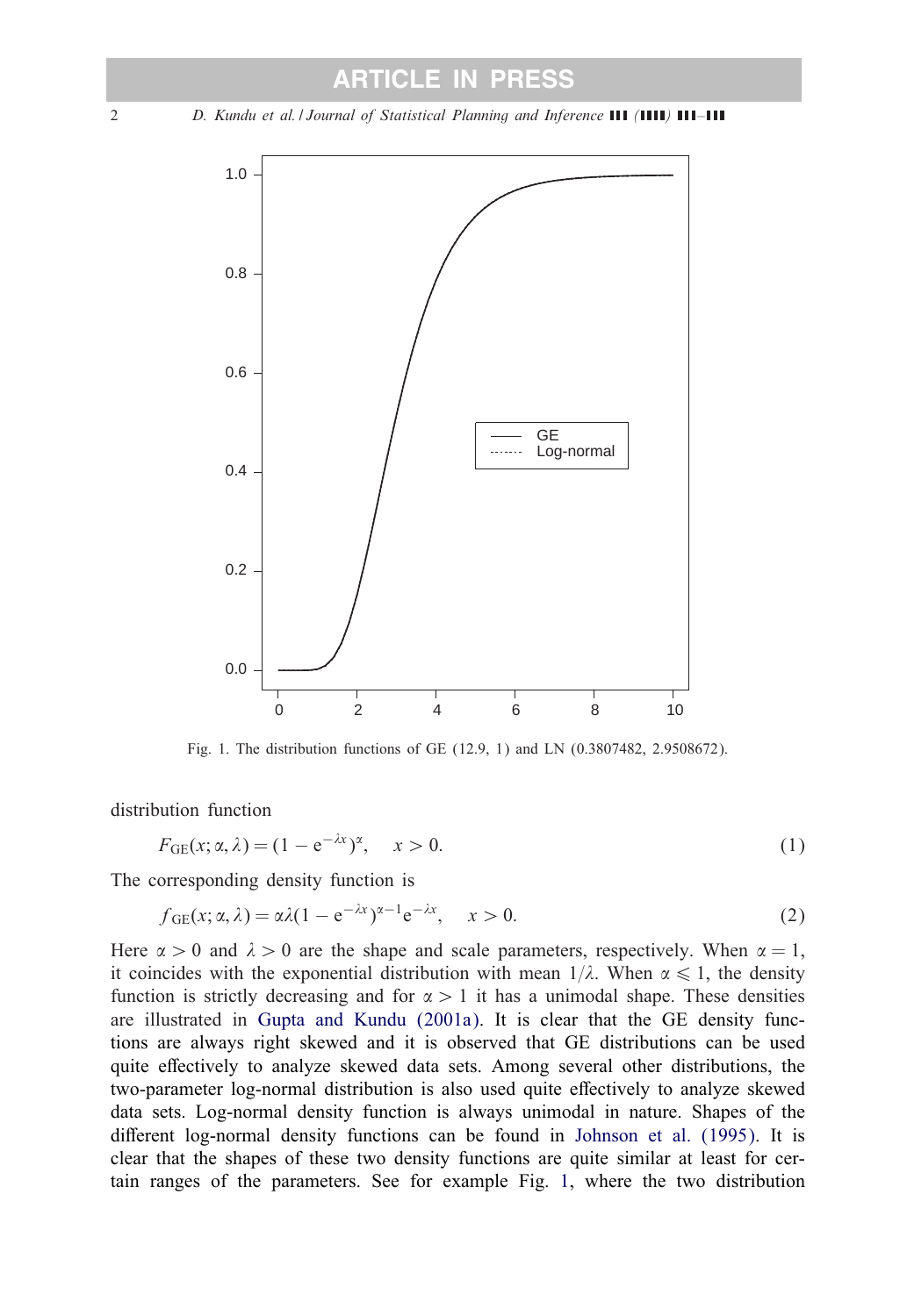Fig. 1. The distribution functions of GE (12.9, 1) and LN (0.3807482, 2.9508672).

distribution function

$$F_{\mathrm{GE}}(x;\alpha,\lambda) = (1 - \mathrm{e}^{-\lambda x})^{\alpha}, \quad x > 0. \tag{1}$$

The corresponding density function is

$$f_{\mathrm{GE}}(x;\alpha,\lambda) = \alpha\lambda(1 - \mathrm{e}^{-\lambda x})^{\alpha-1}\mathrm{e}^{-\lambda x}, \quad x > 0. \tag{2}$$

Here $\alpha > 0$ and $\lambda > 0$ are the shape and scale parameters, respectively. When $\alpha = 1$, it coincides with the exponential distribution with mean $1/\lambda$. When $\alpha \leqslant 1$, the density function is strictly decreasing and for $\alpha > 1$ it has a unimodal shape. These densities are illustrated in Gupta and Kundu (2001a). It is clear that the GE density functions are always right skewed and it is observed that GE distributions can be used quite effectively to analyze skewed data sets. Among several other distributions, the two-parameter log-normal distribution is also used quite effectively to analyze skewed data sets. Log-normal density function is always unimodal in nature. Shapes of the different log-normal density functions can be found in Johnson et al. (1995). It is clear that the shapes of these two density functions are quite similar at least for certain ranges of the parameters. See for example Fig. 1, where the two distribution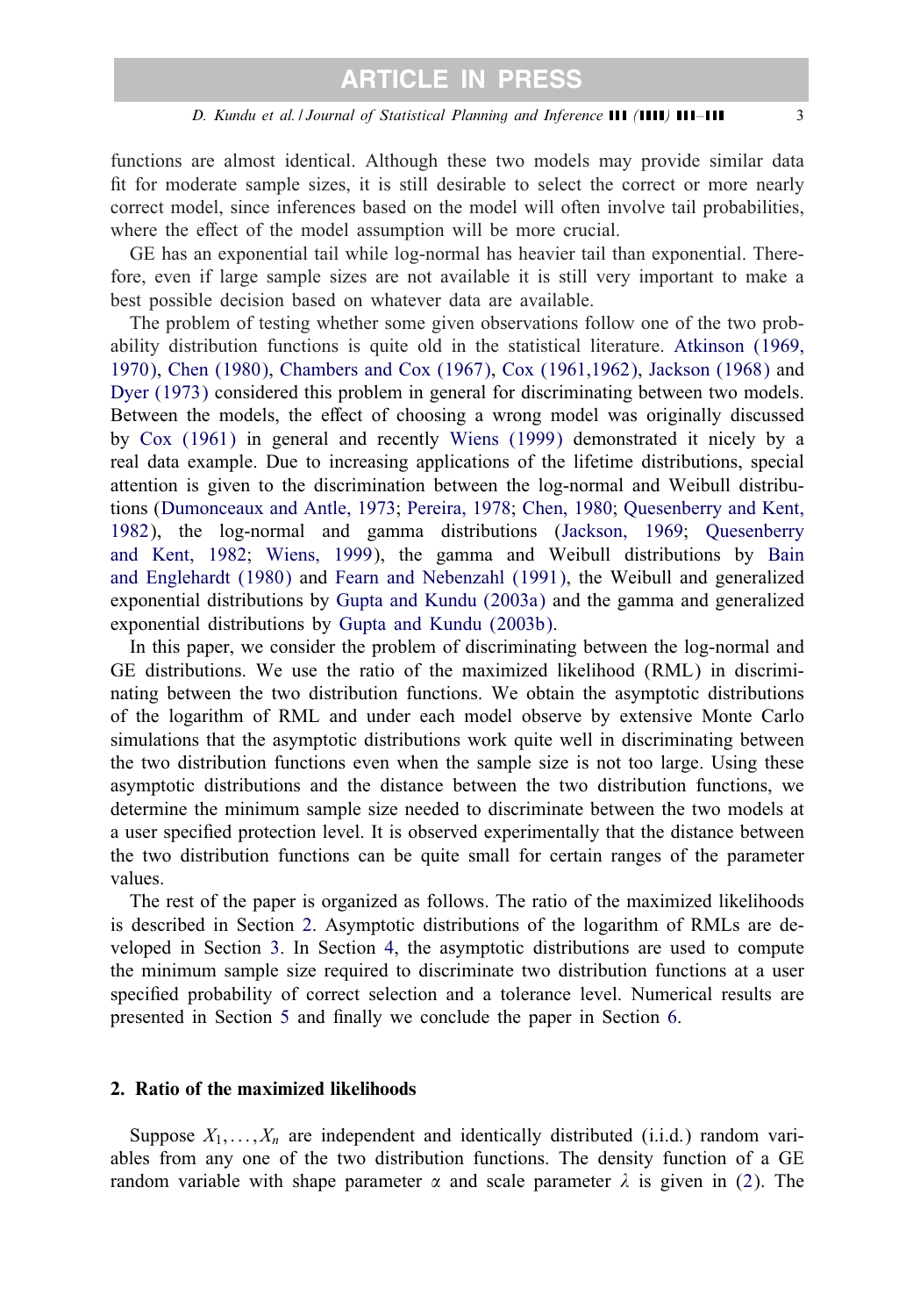functions are almost identical. Although these two models may provide similar data fit for moderate sample sizes, it is still desirable to select the correct or more nearly correct model, since inferences based on the model will often involve tail probabilities, where the effect of the model assumption will be more crucial.

GE has an exponential tail while log-normal has heavier tail than exponential. Therefore, even if large sample sizes are not available it is still very important to make a best possible decision based on whatever data are available.

The problem of testing whether some given observations follow one of the two probability distribution functions is quite old in the statistical literature. Atkinson (1969, 1970), Chen (1980), Chambers and Cox (1967), Cox (1961,1962), Jackson (1968) and Dyer (1973) considered this problem in general for discriminating between two models. Between the models, the effect of choosing a wrong model was originally discussed by Cox (1961) in general and recently Wiens (1999) demonstrated it nicely by a real data example. Due to increasing applications of the lifetime distributions, special attention is given to the discrimination between the log-normal and Weibull distributions (Dumonceaux and Antle, 1973; Pereira, 1978; Chen, 1980; Quesenberry and Kent, 1982), the log-normal and gamma distributions (Jackson, 1969; Quesenberry and Kent, 1982; Wiens, 1999), the gamma and Weibull distributions by Bain and Englehardt (1980) and Fearn and Nebenzahl (1991), the Weibull and generalized exponential distributions by Gupta and Kundu (2003a) and the gamma and generalized exponential distributions by Gupta and Kundu (2003b).

In this paper, we consider the problem of discriminating between the log-normal and GE distributions. We use the ratio of the maximized likelihood (RML) in discriminating between the two distribution functions. We obtain the asymptotic distributions of the logarithm of RML and under each model observe by extensive Monte Carlo simulations that the asymptotic distributions work quite well in discriminating between the two distribution functions even when the sample size is not too large. Using these asymptotic distributions and the distance between the two distribution functions, we determine the minimum sample size needed to discriminate between the two models at a user specified protection level. It is observed experimentally that the distance between the two distribution functions can be quite small for certain ranges of the parameter values.

The rest of the paper is organized as follows. The ratio of the maximized likelihoods is described in Section 2. Asymptotic distributions of the logarithm of RMLs are developed in Section 3. In Section 4, the asymptotic distributions are used to compute the minimum sample size required to discriminate two distribution functions at a user specified probability of correct selection and a tolerance level. Numerical results are presented in Section 5 and finally we conclude the paper in Section 6.

## 2. Ratio of the maximized likelihoods

Suppose $X_1,\ldots,X_n$ are independent and identically distributed (i.i.d.) random variables from any one of the two distribution functions. The density function of a GE random variable with shape parameter $\alpha$ and scale parameter $\lambda$ is given in (2). The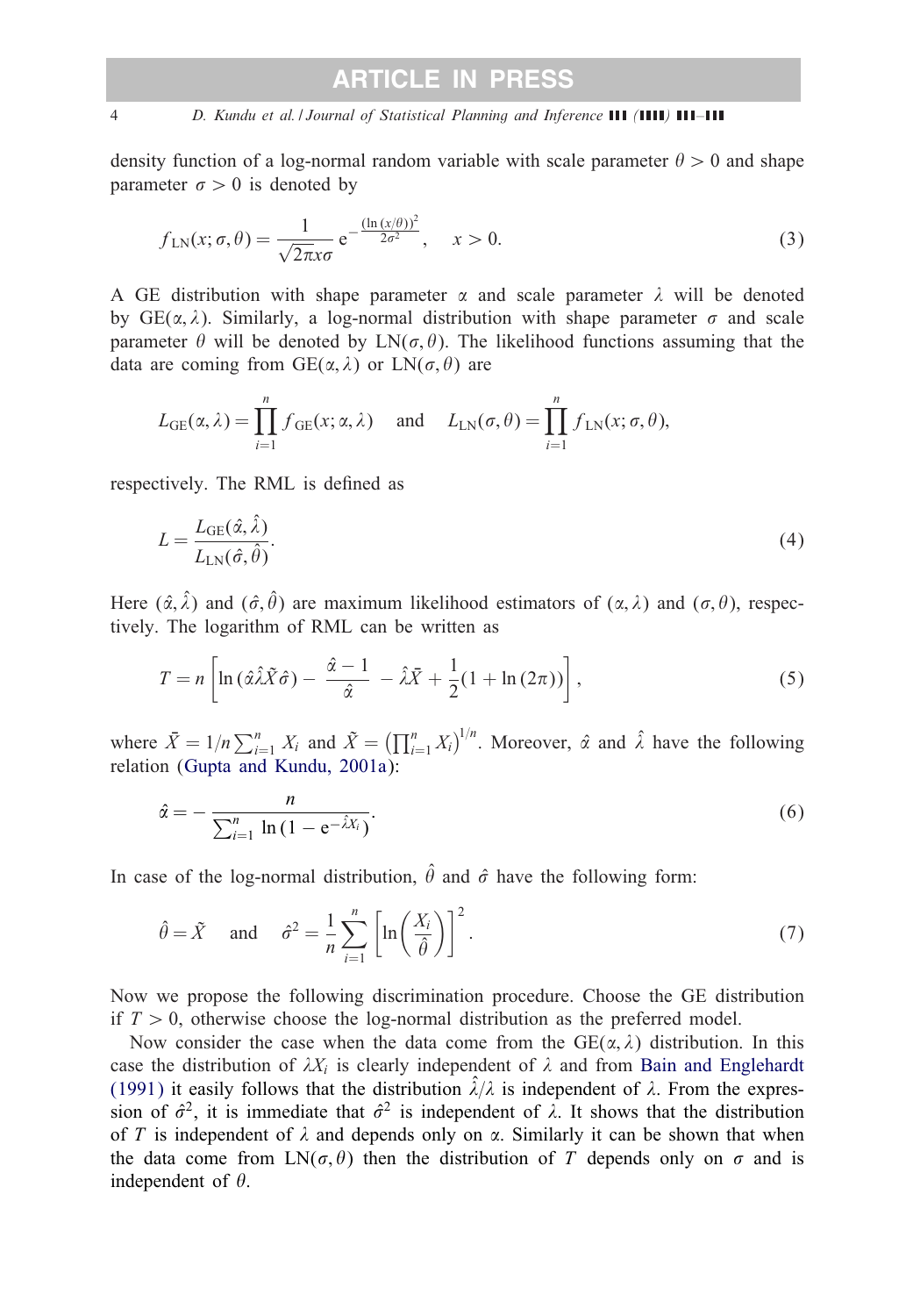density function of a log-normal random variable with scale parameter $\theta > 0$ and shape parameter $\sigma > 0$ is denoted by

$$f_{\mathrm{LN}}(x;\sigma,\theta) = \frac{1}{\sqrt{2\pi}x\sigma}\,\mathrm{e}^{-\frac{(\ln(x/\theta))^2}{2\sigma^2}}, \quad x > 0. \tag{3}$$

A GE distribution with shape parameter $\alpha$ and scale parameter $\lambda$ will be denoted by $\mathrm{GE}(\alpha,\lambda)$. Similarly, a log-normal distribution with shape parameter $\sigma$ and scale parameter $\theta$ will be denoted by $\mathrm{LN}(\sigma,\theta)$. The likelihood functions assuming that the data are coming from $\mathrm{GE}(\alpha,\lambda)$ or $\mathrm{LN}(\sigma,\theta)$ are

$$L_{\mathrm{GE}}(\alpha,\lambda) = \prod_{i=1}^{n} f_{\mathrm{GE}}(x;\alpha,\lambda) \quad \text{and} \quad L_{\mathrm{LN}}(\sigma,\theta) = \prod_{i=1}^{n} f_{\mathrm{LN}}(x;\sigma,\theta),$$

respectively. The RML is defined as

$$L = \frac{L_{\mathrm{GE}}(\hat{\alpha},\hat{\lambda})}{L_{\mathrm{LN}}(\hat{\sigma},\hat{\theta})}. \tag{4}$$

Here $(\hat{\alpha},\hat{\lambda})$ and $(\hat{\sigma},\hat{\theta})$ are maximum likelihood estimators of $(\alpha,\lambda)$ and $(\sigma,\theta)$, respectively. The logarithm of RML can be written as

$$T = n\left[\ln(\hat{\alpha}\hat{\lambda}\tilde{X}\hat{\sigma}) - \frac{\hat{\alpha}-1}{\hat{\alpha}} - \hat{\lambda}\bar{X} + \frac{1}{2}(1+\ln(2\pi))\right], \tag{5}$$

where $\bar{X} = 1/n\sum_{i=1}^{n} X_i$ and $\tilde{X} = \left(\prod_{i=1}^{n} X_i\right)^{1/n}$. Moreover, $\hat{\alpha}$ and $\hat{\lambda}$ have the following relation (Gupta and Kundu, 2001a):

$$\hat{\alpha} = -\frac{n}{\sum_{i=1}^{n}\ln(1-\mathrm{e}^{-\hat{\lambda}X_i})}. \tag{6}$$

In case of the log-normal distribution, $\hat{\theta}$ and $\hat{\sigma}$ have the following form:

$$\hat{\theta} = \tilde{X} \quad \text{and} \quad \hat{\sigma}^2 = \frac{1}{n}\sum_{i=1}^{n}\left[\ln\left(\frac{X_i}{\hat{\theta}}\right)\right]^2. \tag{7}$$

Now we propose the following discrimination procedure. Choose the GE distribution if $T > 0$, otherwise choose the log-normal distribution as the preferred model.

Now consider the case when the data come from the $\mathrm{GE}(\alpha,\lambda)$ distribution. In this case the distribution of $\lambda X_i$ is clearly independent of $\lambda$ and from Bain and Englehardt (1991) it easily follows that the distribution $\hat{\lambda}/\lambda$ is independent of $\lambda$. From the expression of $\hat{\sigma}^2$, it is immediate that $\hat{\sigma}^2$ is independent of $\lambda$. It shows that the distribution of $T$ is independent of $\lambda$ and depends only on $\alpha$. Similarly it can be shown that when the data come from $\mathrm{LN}(\sigma,\theta)$ then the distribution of $T$ depends only on $\sigma$ and is independent of $\theta$.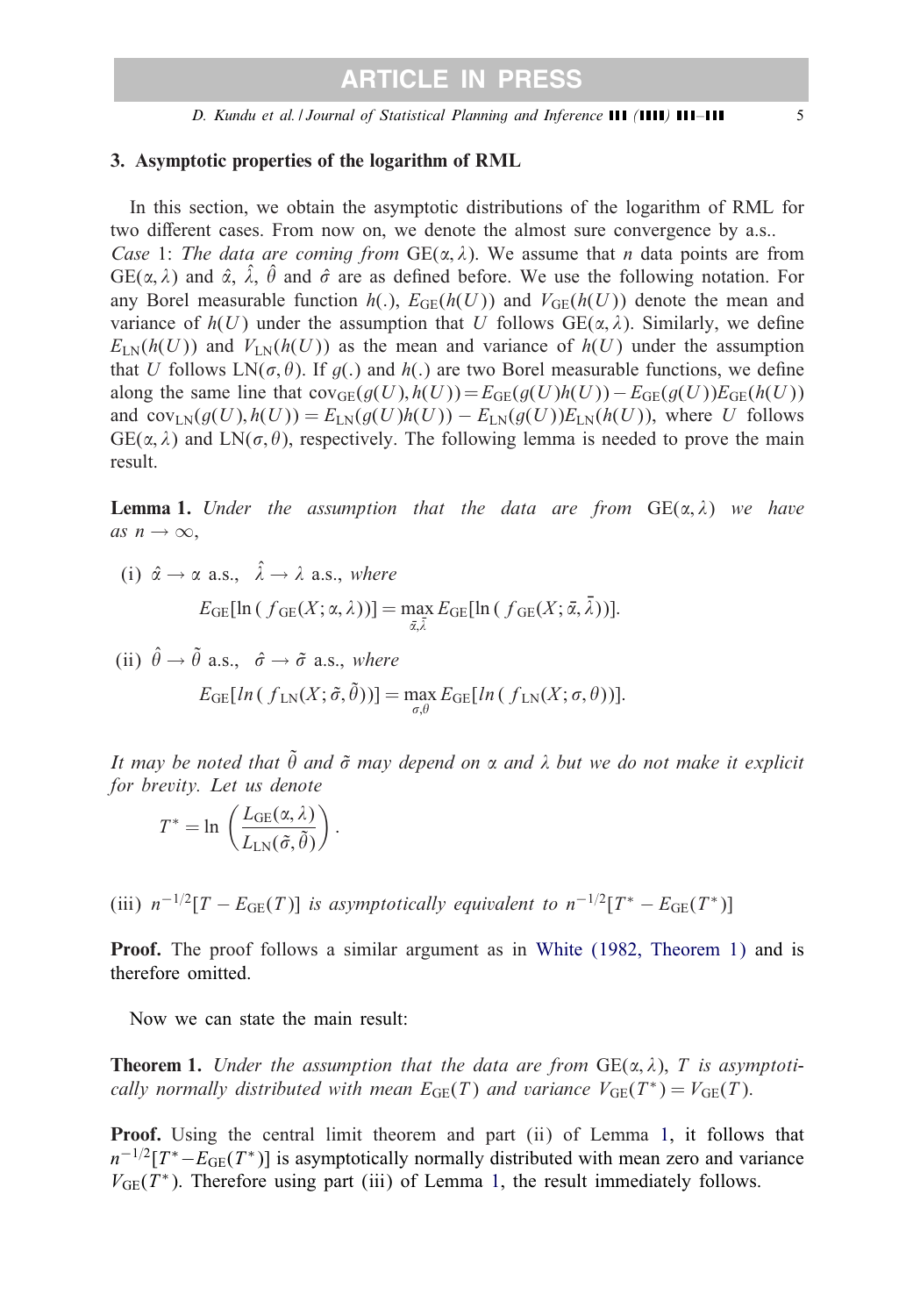## 3. Asymptotic properties of the logarithm of RML

In this section, we obtain the asymptotic distributions of the logarithm of RML for two different cases. From now on, we denote the almost sure convergence by a.s..

*Case* 1: *The data are coming from* $\text{GE}(\alpha, \lambda)$. We assume that $n$ data points are from $\text{GE}(\alpha, \lambda)$ and $\hat{\alpha}$, $\hat{\lambda}$, $\hat{\theta}$ and $\hat{\sigma}$ are as defined before. We use the following notation. For any Borel measurable function $h(.)$, $E_{\text{GE}}(h(U))$ and $V_{\text{GE}}(h(U))$ denote the mean and variance of $h(U)$ under the assumption that $U$ follows $\text{GE}(\alpha, \lambda)$. Similarly, we define $E_{\text{LN}}(h(U))$ and $V_{\text{LN}}(h(U))$ as the mean and variance of $h(U)$ under the assumption that $U$ follows $\text{LN}(\sigma, \theta)$. If $g(.)$ and $h(.)$ are two Borel measurable functions, we define along the same line that $\text{cov}_{\text{GE}}(g(U), h(U)) = E_{\text{GE}}(g(U)h(U)) - E_{\text{GE}}(g(U))E_{\text{GE}}(h(U))$ and $\text{cov}_{\text{LN}}(g(U), h(U)) = E_{\text{LN}}(g(U)h(U)) - E_{\text{LN}}(g(U))E_{\text{LN}}(h(U))$, where $U$ follows $\text{GE}(\alpha, \lambda)$ and $\text{LN}(\sigma, \theta)$, respectively. The following lemma is needed to prove the main result.

**Lemma 1.** *Under the assumption that the data are from* $\text{GE}(\alpha, \lambda)$ *we have as* $n \to \infty$,

(i) $\hat{\alpha} \to \alpha$ a.s., $\hat{\lambda} \to \lambda$ a.s., *where*

$$E_{\text{GE}}[\ln(f_{\text{GE}}(X; \alpha, \lambda))] = \max_{\bar{\alpha}, \bar{\lambda}} E_{\text{GE}}[\ln(f_{\text{GE}}(X; \bar{\alpha}, \bar{\lambda}))].$$

(ii) $\hat{\theta} \to \tilde{\theta}$ a.s., $\hat{\sigma} \to \tilde{\sigma}$ a.s., *where*

$$E_{\text{GE}}[\ln(f_{\text{LN}}(X; \tilde{\sigma}, \tilde{\theta}))] = \max_{\sigma, \theta} E_{\text{GE}}[\ln(f_{\text{LN}}(X; \sigma, \theta))].$$

*It may be noted that* $\tilde{\theta}$ *and* $\tilde{\sigma}$ *may depend on* $\alpha$ *and* $\lambda$ *but we do not make it explicit for brevity. Let us denote*

$$T^* = \ln\left(\frac{L_{\text{GE}}(\alpha, \lambda)}{L_{\text{LN}}(\tilde{\sigma}, \tilde{\theta})}\right).$$

(iii) $n^{-1/2}[T - E_{\text{GE}}(T)]$ *is asymptotically equivalent to* $n^{-1/2}[T^* - E_{\text{GE}}(T^*)]$

**Proof.** The proof follows a similar argument as in White (1982, Theorem 1) and is therefore omitted.

Now we can state the main result:

**Theorem 1.** *Under the assumption that the data are from* $\text{GE}(\alpha, \lambda)$, $T$ *is asymptotically normally distributed with mean* $E_{\text{GE}}(T)$ *and variance* $V_{\text{GE}}(T^*) = V_{\text{GE}}(T)$.

**Proof.** Using the central limit theorem and part (ii) of Lemma 1, it follows that $n^{-1/2}[T^* - E_{\text{GE}}(T^*)]$ is asymptotically normally distributed with mean zero and variance $V_{\text{GE}}(T^*)$. Therefore using part (iii) of Lemma 1, the result immediately follows.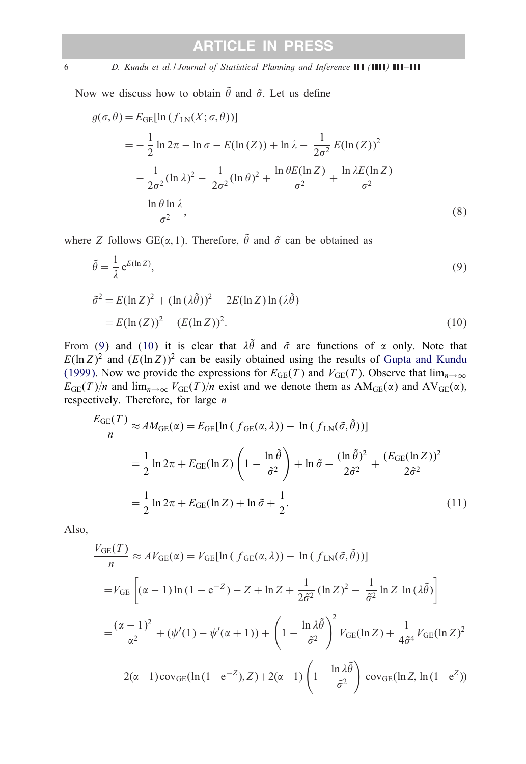Now we discuss how to obtain $\tilde{\theta}$ and $\tilde{\sigma}$. Let us define

$$
\begin{aligned}
g(\sigma,\theta) &= E_{\mathrm{GE}}[\ln(f_{\mathrm{LN}}(X;\sigma,\theta))] \\
&= -\frac{1}{2}\ln 2\pi - \ln\sigma - E(\ln(Z)) + \ln\lambda - \frac{1}{2\sigma^2}E(\ln(Z))^2 \\
&\quad - \frac{1}{2\sigma^2}(\ln\lambda)^2 - \frac{1}{2\sigma^2}(\ln\theta)^2 + \frac{\ln\theta E(\ln Z)}{\sigma^2} + \frac{\ln\lambda E(\ln Z)}{\sigma^2} \\
&\quad - \frac{\ln\theta\ln\lambda}{\sigma^2},
\end{aligned} \tag{8}
$$

where $Z$ follows GE$(\alpha, 1)$. Therefore, $\tilde{\theta}$ and $\tilde{\sigma}$ can be obtained as

$$
\tilde{\theta} = \frac{1}{\lambda}\mathrm{e}^{E(\ln Z)}, \tag{9}
$$

$$
\begin{aligned}
\tilde{\sigma}^2 &= E(\ln Z)^2 + (\ln(\lambda\tilde{\theta}))^2 - 2E(\ln Z)\ln(\lambda\tilde{\theta}) \\
&= E(\ln(Z))^2 - (E(\ln Z))^2.
\end{aligned} \tag{10}
$$

From (9) and (10) it is clear that $\lambda\tilde{\theta}$ and $\tilde{\sigma}$ are functions of $\alpha$ only. Note that $E(\ln Z)^2$ and $(E(\ln Z))^2$ can be easily obtained using the results of Gupta and Kundu (1999). Now we provide the expressions for $E_{\mathrm{GE}}(T)$ and $V_{\mathrm{GE}}(T)$. Observe that $\lim_{n\to\infty} E_{\mathrm{GE}}(T)/n$ and $\lim_{n\to\infty} V_{\mathrm{GE}}(T)/n$ exist and we denote them as $\mathrm{AM}_{\mathrm{GE}}(\alpha)$ and $\mathrm{AV}_{\mathrm{GE}}(\alpha)$, respectively. Therefore, for large $n$

$$
\begin{aligned}
\frac{E_{\mathrm{GE}}(T)}{n} &\approx AM_{\mathrm{GE}}(\alpha) = E_{\mathrm{GE}}[\ln(f_{\mathrm{GE}}(\alpha,\lambda)) - \ln(f_{\mathrm{LN}}(\tilde{\sigma},\tilde{\theta}))] \\
&= \frac{1}{2}\ln 2\pi + E_{\mathrm{GE}}(\ln Z)\left(1 - \frac{\ln\tilde{\theta}}{\tilde{\sigma}^2}\right) + \ln\tilde{\sigma} + \frac{(\ln\tilde{\theta})^2}{2\tilde{\sigma}^2} + \frac{(E_{\mathrm{GE}}(\ln Z))^2}{2\tilde{\sigma}^2} \\
&= \frac{1}{2}\ln 2\pi + E_{\mathrm{GE}}(\ln Z) + \ln\tilde{\sigma} + \frac{1}{2}.
\end{aligned} \tag{11}
$$

Also,

$$
\begin{aligned}
\frac{V_{\mathrm{GE}}(T)}{n} &\approx AV_{\mathrm{GE}}(\alpha) = V_{\mathrm{GE}}[\ln(f_{\mathrm{GE}}(\alpha,\lambda)) - \ln(f_{\mathrm{LN}}(\tilde{\sigma},\tilde{\theta}))] \\
&= V_{\mathrm{GE}}\left[(\alpha-1)\ln(1-\mathrm{e}^{-Z}) - Z + \ln Z + \frac{1}{2\tilde{\sigma}^2}(\ln Z)^2 - \frac{1}{\tilde{\sigma}^2}\ln Z\,\ln(\lambda\tilde{\theta})\right] \\
&= \frac{(\alpha-1)^2}{\alpha^2} + (\psi'(1) - \psi'(\alpha+1)) + \left(1 - \frac{\ln\lambda\tilde{\theta}}{\tilde{\sigma}^2}\right)^2 V_{\mathrm{GE}}(\ln Z) + \frac{1}{4\tilde{\sigma}^4}V_{\mathrm{GE}}(\ln Z)^2 \\
&\quad -2(\alpha-1)\mathrm{cov}_{\mathrm{GE}}(\ln(1-\mathrm{e}^{-Z}), Z) + 2(\alpha-1)\left(1 - \frac{\ln\lambda\tilde{\theta}}{\tilde{\sigma}^2}\right)\mathrm{cov}_{\mathrm{GE}}(\ln Z, \ln(1-\mathrm{e}^{Z}))
\end{aligned}
$$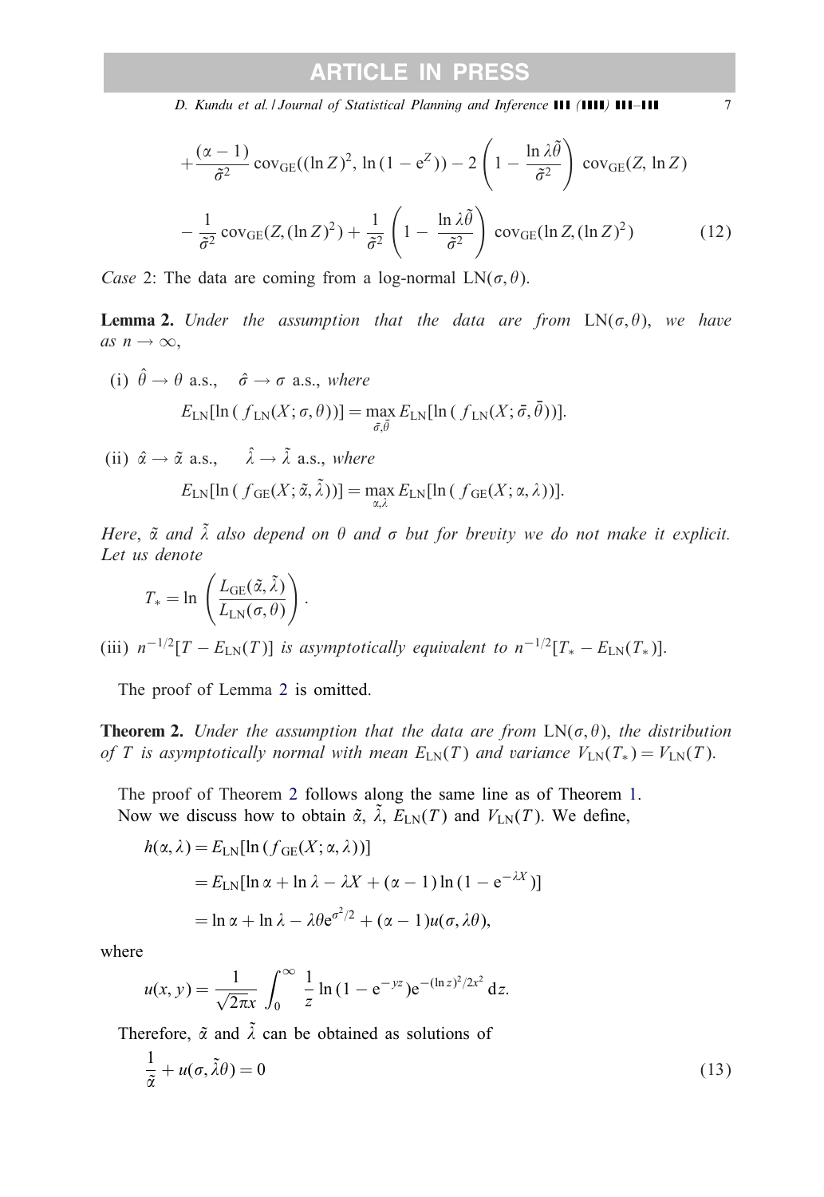$$
+\frac{(\alpha-1)}{\tilde{\sigma}^2}\,\text{cov}_{\text{GE}}((\ln Z)^2, \ln(1-\text{e}^Z)) - 2\left(1-\frac{\ln\lambda\tilde{\theta}}{\tilde{\sigma}^2}\right)\text{cov}_{\text{GE}}(Z, \ln Z)
$$

$$
-\frac{1}{\tilde{\sigma}^2}\,\text{cov}_{\text{GE}}(Z,(\ln Z)^2) + \frac{1}{\tilde{\sigma}^2}\left(1-\frac{\ln\lambda\tilde{\theta}}{\tilde{\sigma}^2}\right)\text{cov}_{\text{GE}}(\ln Z, (\ln Z)^2) \tag{12}
$$

*Case* 2: The data are coming from a log-normal $\text{LN}(\sigma, \theta)$.

**Lemma 2.** *Under the assumption that the data are from* $\text{LN}(\sigma, \theta)$, *we have as* $n \to \infty$,

(i) $\hat{\theta} \to \theta$ a.s., $\quad \hat{\sigma} \to \sigma$ a.s., *where*

$$
E_{\text{LN}}[\ln(f_{\text{LN}}(X;\sigma,\theta))] = \max_{\bar{\sigma},\bar{\theta}} E_{\text{LN}}[\ln(f_{\text{LN}}(X;\bar{\sigma},\bar{\theta}))].
$$

(ii) $\hat{\alpha} \to \tilde{\alpha}$ a.s., $\quad \hat{\lambda} \to \tilde{\lambda}$ a.s., *where*

$$
E_{\text{LN}}[\ln(f_{\text{GE}}(X;\tilde{\alpha},\tilde{\lambda}))] = \max_{\alpha,\lambda} E_{\text{LN}}[\ln(f_{\text{GE}}(X;\alpha,\lambda))].
$$

*Here,* $\tilde{\alpha}$ *and* $\tilde{\lambda}$ *also depend on* $\theta$ *and* $\sigma$ *but for brevity we do not make it explicit. Let us denote*

$$
T_* = \ln\left(\frac{L_{\text{GE}}(\tilde{\alpha},\tilde{\lambda})}{L_{\text{LN}}(\sigma,\theta)}\right).
$$

(iii) $n^{-1/2}[T - E_{\text{LN}}(T)]$ *is asymptotically equivalent to* $n^{-1/2}[T_* - E_{\text{LN}}(T_*)]$.

The proof of Lemma 2 is omitted.

**Theorem 2.** *Under the assumption that the data are from* $\text{LN}(\sigma, \theta)$, *the distribution of* $T$ *is asymptotically normal with mean* $E_{\text{LN}}(T)$ *and variance* $V_{\text{LN}}(T_*) = V_{\text{LN}}(T)$.

The proof of Theorem 2 follows along the same line as of Theorem 1.
Now we discuss how to obtain $\tilde{\alpha}$, $\tilde{\lambda}$, $E_{\text{LN}}(T)$ and $V_{\text{LN}}(T)$. We define,

$$
\begin{aligned}
h(\alpha,\lambda) &= E_{\text{LN}}[\ln(f_{\text{GE}}(X;\alpha,\lambda))] \\
&= E_{\text{LN}}[\ln\alpha + \ln\lambda - \lambda X + (\alpha-1)\ln(1-\text{e}^{-\lambda X})] \\
&= \ln\alpha + \ln\lambda - \lambda\theta\text{e}^{\sigma^2/2} + (\alpha-1)u(\sigma,\lambda\theta),
\end{aligned}
$$

where

$$
u(x,y) = \frac{1}{\sqrt{2\pi}x}\int_0^\infty \frac{1}{z}\ln(1-\text{e}^{-yz})\text{e}^{-(\ln z)^2/2x^2}\,\text{d}z.
$$

Therefore, $\tilde{\alpha}$ and $\tilde{\lambda}$ can be obtained as solutions of

$$
\frac{1}{\tilde{\alpha}} + u(\sigma,\tilde{\lambda}\theta) = 0 \tag{13}
$$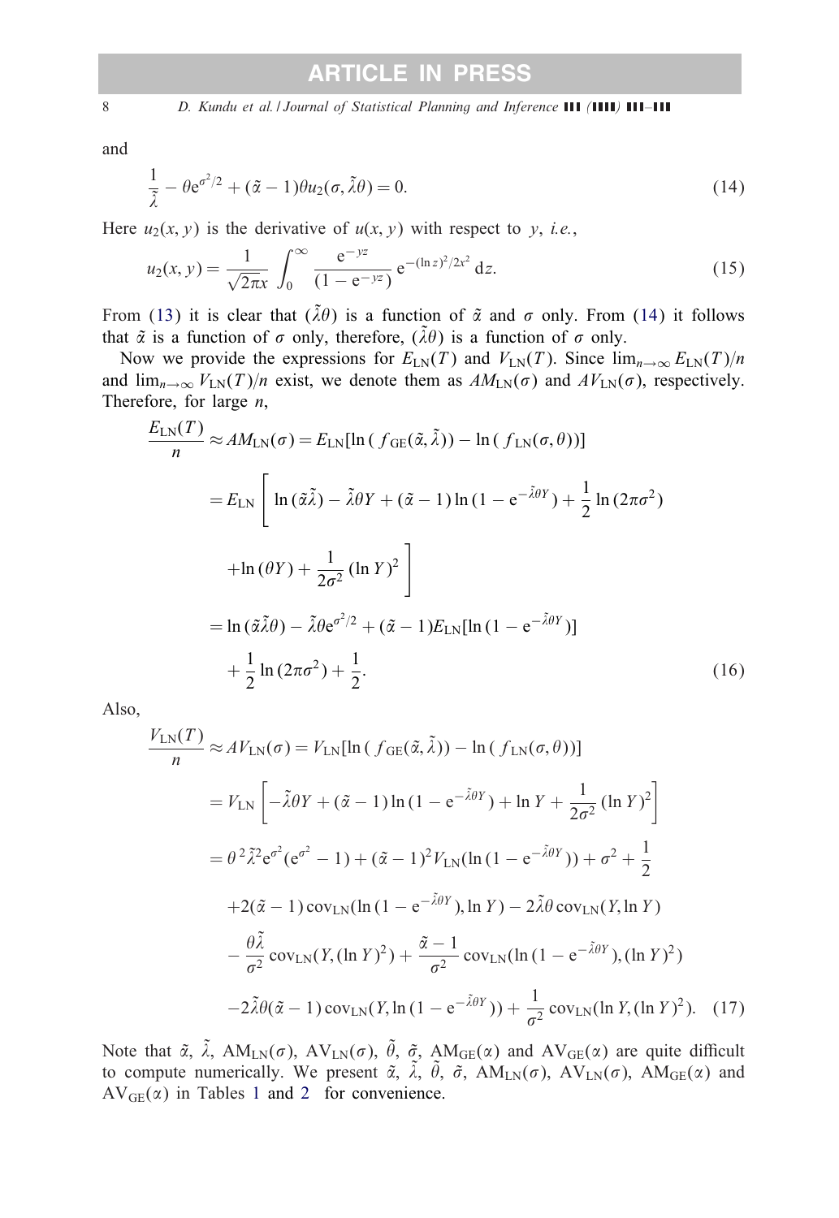and

$$\frac{1}{\tilde{\lambda}} - \theta e^{\sigma^2/2} + (\tilde{\alpha} - 1)\theta u_2(\sigma, \tilde{\lambda}\theta) = 0. \tag{14}$$

Here $u_2(x, y)$ is the derivative of $u(x, y)$ with respect to $y$, *i.e.*,

$$u_2(x, y) = \frac{1}{\sqrt{2\pi}x} \int_0^{\infty} \frac{e^{-yz}}{(1 - e^{-yz})} e^{-(\ln z)^2/2x^2} dz. \tag{15}$$

From (13) it is clear that $(\tilde{\lambda}\theta)$ is a function of $\tilde{\alpha}$ and $\sigma$ only. From (14) it follows that $\tilde{\alpha}$ is a function of $\sigma$ only, therefore, $(\tilde{\lambda}\theta)$ is a function of $\sigma$ only.

Now we provide the expressions for $E_{\mathrm{LN}}(T)$ and $V_{\mathrm{LN}}(T)$. Since $\lim_{n\to\infty} E_{\mathrm{LN}}(T)/n$ and $\lim_{n\to\infty} V_{\mathrm{LN}}(T)/n$ exist, we denote them as $AM_{\mathrm{LN}}(\sigma)$ and $AV_{\mathrm{LN}}(\sigma)$, respectively. Therefore, for large $n$,

$$\begin{aligned}
\frac{E_{\mathrm{LN}}(T)}{n} &\approx AM_{\mathrm{LN}}(\sigma) = E_{\mathrm{LN}}[\ln(f_{\mathrm{GE}}(\tilde{\alpha}, \tilde{\lambda})) - \ln(f_{\mathrm{LN}}(\sigma, \theta))] \\
&= E_{\mathrm{LN}}\left[\ln(\tilde{\alpha}\tilde{\lambda}) - \tilde{\lambda}\theta Y + (\tilde{\alpha} - 1)\ln(1 - e^{-\tilde{\lambda}\theta Y}) + \frac{1}{2}\ln(2\pi\sigma^2) \right. \\
&\quad \left. + \ln(\theta Y) + \frac{1}{2\sigma^2}(\ln Y)^2 \right] \\
&= \ln(\tilde{\alpha}\tilde{\lambda}\theta) - \tilde{\lambda}\theta e^{\sigma^2/2} + (\tilde{\alpha} - 1)E_{\mathrm{LN}}[\ln(1 - e^{-\tilde{\lambda}\theta Y})] \\
&\quad + \frac{1}{2}\ln(2\pi\sigma^2) + \frac{1}{2}.
\end{aligned} \tag{16}$$

Also,

$$\begin{aligned}
\frac{V_{\mathrm{LN}}(T)}{n} &\approx AV_{\mathrm{LN}}(\sigma) = V_{\mathrm{LN}}[\ln(f_{\mathrm{GE}}(\tilde{\alpha}, \tilde{\lambda})) - \ln(f_{\mathrm{LN}}(\sigma, \theta))] \\
&= V_{\mathrm{LN}}\left[-\tilde{\lambda}\theta Y + (\tilde{\alpha} - 1)\ln(1 - e^{-\tilde{\lambda}\theta Y}) + \ln Y + \frac{1}{2\sigma^2}(\ln Y)^2\right] \\
&= \theta^2\tilde{\lambda}^2 e^{\sigma^2}(e^{\sigma^2} - 1) + (\tilde{\alpha} - 1)^2 V_{\mathrm{LN}}(\ln(1 - e^{-\tilde{\lambda}\theta Y})) + \sigma^2 + \frac{1}{2} \\
&\quad + 2(\tilde{\alpha} - 1)\,\mathrm{cov}_{\mathrm{LN}}(\ln(1 - e^{-\tilde{\lambda}\theta Y}), \ln Y) - 2\tilde{\lambda}\theta\,\mathrm{cov}_{\mathrm{LN}}(Y, \ln Y) \\
&\quad - \frac{\theta\tilde{\lambda}}{\sigma^2}\mathrm{cov}_{\mathrm{LN}}(Y, (\ln Y)^2) + \frac{\tilde{\alpha} - 1}{\sigma^2}\mathrm{cov}_{\mathrm{LN}}(\ln(1 - e^{-\tilde{\lambda}\theta Y}), (\ln Y)^2) \\
&\quad - 2\tilde{\lambda}\theta(\tilde{\alpha} - 1)\,\mathrm{cov}_{\mathrm{LN}}(Y, \ln(1 - e^{-\tilde{\lambda}\theta Y})) + \frac{1}{\sigma^2}\mathrm{cov}_{\mathrm{LN}}(\ln Y, (\ln Y)^2).
\end{aligned} \tag{17}$$

Note that $\tilde{\alpha}$, $\tilde{\lambda}$, $\mathrm{AM}_{\mathrm{LN}}(\sigma)$, $\mathrm{AV}_{\mathrm{LN}}(\sigma)$, $\tilde{\theta}$, $\tilde{\sigma}$, $\mathrm{AM}_{\mathrm{GE}}(\alpha)$ and $\mathrm{AV}_{\mathrm{GE}}(\alpha)$ are quite difficult to compute numerically. We present $\tilde{\alpha}$, $\tilde{\lambda}$, $\tilde{\theta}$, $\tilde{\sigma}$, $\mathrm{AM}_{\mathrm{LN}}(\sigma)$, $\mathrm{AV}_{\mathrm{LN}}(\sigma)$, $\mathrm{AM}_{\mathrm{GE}}(\alpha)$ and $\mathrm{AV}_{\mathrm{GE}}(\alpha)$ in Tables 1 and 2 for convenience.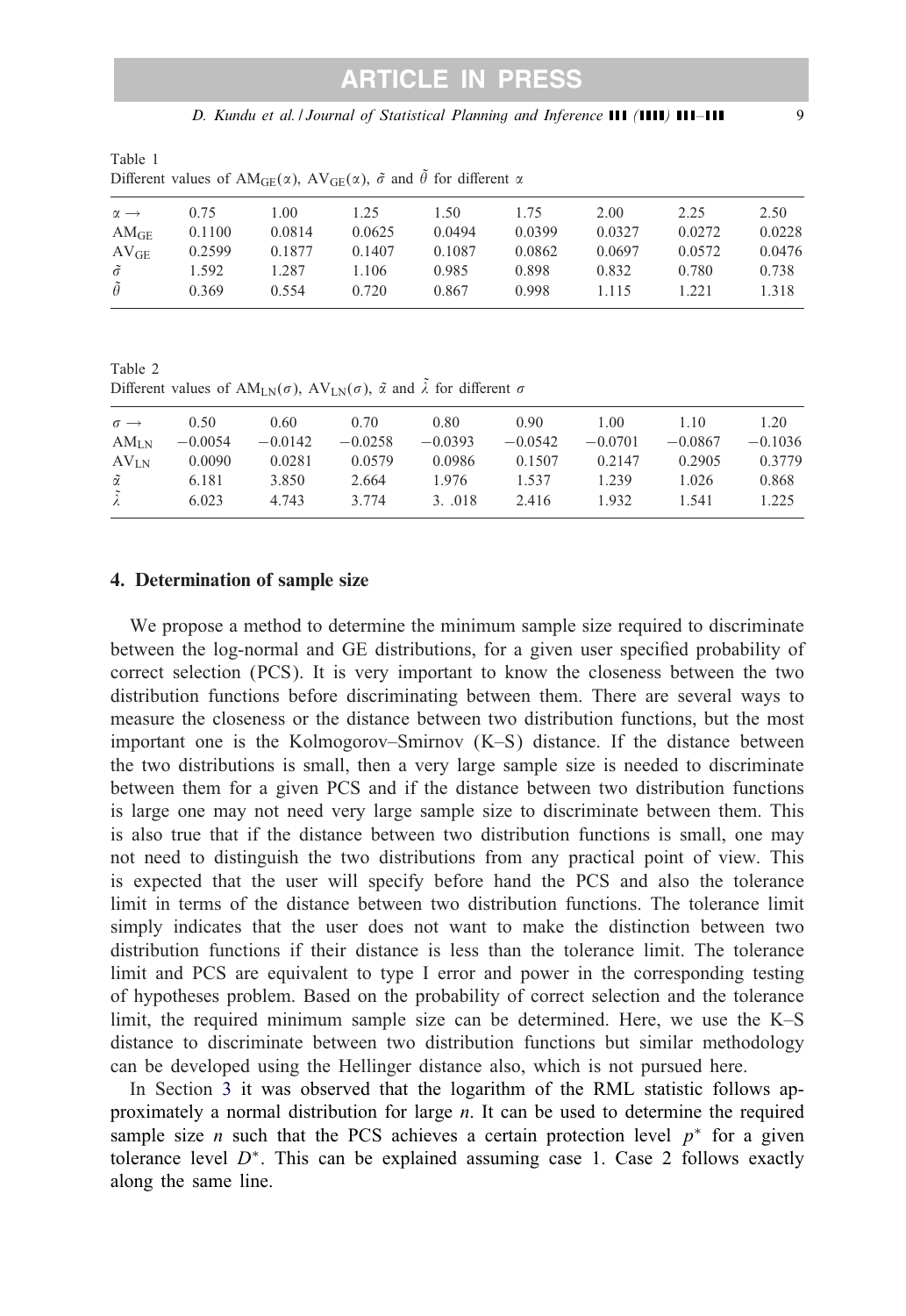Table 1
Different values of $\text{AM}_{\text{GE}}(\alpha)$, $\text{AV}_{\text{GE}}(\alpha)$, $\tilde{\sigma}$ and $\tilde{\theta}$ for different $\alpha$

| $\alpha \rightarrow$ | 0.75 | 1.00 | 1.25 | 1.50 | 1.75 | 2.00 | 2.25 | 2.50 |
|---|---|---|---|---|---|---|---|---|
| $\text{AM}_{\text{GE}}$ | 0.1100 | 0.0814 | 0.0625 | 0.0494 | 0.0399 | 0.0327 | 0.0272 | 0.0228 |
| $\text{AV}_{\text{GE}}$ | 0.2599 | 0.1877 | 0.1407 | 0.1087 | 0.0862 | 0.0697 | 0.0572 | 0.0476 |
| $\tilde{\sigma}$ | 1.592 | 1.287 | 1.106 | 0.985 | 0.898 | 0.832 | 0.780 | 0.738 |
| $\tilde{\theta}$ | 0.369 | 0.554 | 0.720 | 0.867 | 0.998 | 1.115 | 1.221 | 1.318 |

Table 2
Different values of $\text{AM}_{\text{LN}}(\sigma)$, $\text{AV}_{\text{LN}}(\sigma)$, $\tilde{\alpha}$ and $\tilde{\lambda}$ for different $\sigma$

| $\sigma \rightarrow$ | 0.50 | 0.60 | 0.70 | 0.80 | 0.90 | 1.00 | 1.10 | 1.20 |
|---|---|---|---|---|---|---|---|---|
| $\text{AM}_{\text{LN}}$ | −0.0054 | −0.0142 | −0.0258 | −0.0393 | −0.0542 | −0.0701 | −0.0867 | −0.1036 |
| $\text{AV}_{\text{LN}}$ | 0.0090 | 0.0281 | 0.0579 | 0.0986 | 0.1507 | 0.2147 | 0.2905 | 0.3779 |
| $\tilde{\alpha}$ | 6.181 | 3.850 | 2.664 | 1.976 | 1.537 | 1.239 | 1.026 | 0.868 |
| $\tilde{\lambda}$ | 6.023 | 4.743 | 3.774 | 3. .018 | 2.416 | 1.932 | 1.541 | 1.225 |

## 4. Determination of sample size

We propose a method to determine the minimum sample size required to discriminate between the log-normal and GE distributions, for a given user specified probability of correct selection (PCS). It is very important to know the closeness between the two distribution functions before discriminating between them. There are several ways to measure the closeness or the distance between two distribution functions, but the most important one is the Kolmogorov–Smirnov (K–S) distance. If the distance between the two distributions is small, then a very large sample size is needed to discriminate between them for a given PCS and if the distance between two distribution functions is large one may not need very large sample size to discriminate between them. This is also true that if the distance between two distribution functions is small, one may not need to distinguish the two distributions from any practical point of view. This is expected that the user will specify before hand the PCS and also the tolerance limit in terms of the distance between two distribution functions. The tolerance limit simply indicates that the user does not want to make the distinction between two distribution functions if their distance is less than the tolerance limit. The tolerance limit and PCS are equivalent to type I error and power in the corresponding testing of hypotheses problem. Based on the probability of correct selection and the tolerance limit, the required minimum sample size can be determined. Here, we use the K–S distance to discriminate between two distribution functions but similar methodology can be developed using the Hellinger distance also, which is not pursued here.

In Section 3 it was observed that the logarithm of the RML statistic follows approximately a normal distribution for large $n$. It can be used to determine the required sample size $n$ such that the PCS achieves a certain protection level $p^*$ for a given tolerance level $D^*$. This can be explained assuming case 1. Case 2 follows exactly along the same line.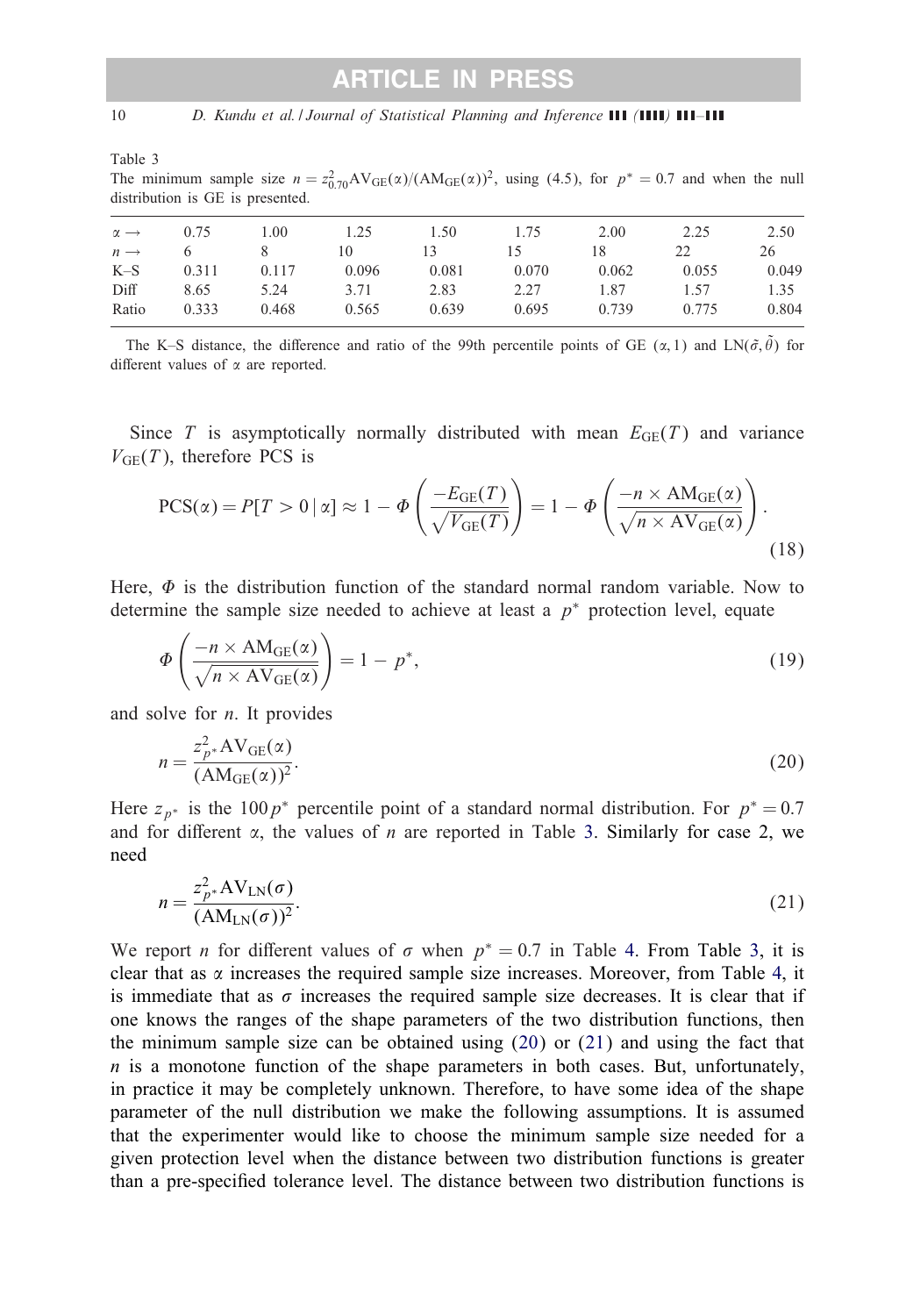Table 3
The minimum sample size $n = z_{0.70}^2 \mathrm{AV}_{\mathrm{GE}}(\alpha)/(\mathrm{AM}_{\mathrm{GE}}(\alpha))^2$, using (4.5), for $p^* = 0.7$ and when the null distribution is GE is presented.

| $\alpha \rightarrow$ | 0.75 | 1.00 | 1.25 | 1.50 | 1.75 | 2.00 | 2.25 | 2.50 |
|---|---|---|---|---|---|---|---|---|
| $n \rightarrow$ | 6 | 8 | 10 | 13 | 15 | 18 | 22 | 26 |
| K–S | 0.311 | 0.117 | 0.096 | 0.081 | 0.070 | 0.062 | 0.055 | 0.049 |
| Diff | 8.65 | 5.24 | 3.71 | 2.83 | 2.27 | 1.87 | 1.57 | 1.35 |
| Ratio | 0.333 | 0.468 | 0.565 | 0.639 | 0.695 | 0.739 | 0.775 | 0.804 |

The K–S distance, the difference and ratio of the 99th percentile points of GE $(\alpha, 1)$ and LN$(\tilde{\sigma}, \tilde{\theta})$ for different values of $\alpha$ are reported.

Since $T$ is asymptotically normally distributed with mean $E_{\mathrm{GE}}(T)$ and variance $V_{\mathrm{GE}}(T)$, therefore PCS is

$$\mathrm{PCS}(\alpha) = P[T > 0 \mid \alpha] \approx 1 - \Phi\left(\frac{-E_{\mathrm{GE}}(T)}{\sqrt{V_{\mathrm{GE}}(T)}}\right) = 1 - \Phi\left(\frac{-n \times \mathrm{AM}_{\mathrm{GE}}(\alpha)}{\sqrt{n \times \mathrm{AV}_{\mathrm{GE}}(\alpha)}}\right). \tag{18}$$

Here, $\Phi$ is the distribution function of the standard normal random variable. Now to determine the sample size needed to achieve at least a $p^*$ protection level, equate

$$\Phi\left(\frac{-n \times \mathrm{AM}_{\mathrm{GE}}(\alpha)}{\sqrt{n \times \mathrm{AV}_{\mathrm{GE}}(\alpha)}}\right) = 1 - p^*, \tag{19}$$

and solve for $n$. It provides

$$n = \frac{z_{p^*}^2 \mathrm{AV}_{\mathrm{GE}}(\alpha)}{(\mathrm{AM}_{\mathrm{GE}}(\alpha))^2}. \tag{20}$$

Here $z_{p^*}$ is the $100p^*$ percentile point of a standard normal distribution. For $p^* = 0.7$ and for different $\alpha$, the values of $n$ are reported in Table 3. Similarly for case 2, we need

$$n = \frac{z_{p^*}^2 \mathrm{AV}_{\mathrm{LN}}(\sigma)}{(\mathrm{AM}_{\mathrm{LN}}(\sigma))^2}. \tag{21}$$

We report $n$ for different values of $\sigma$ when $p^* = 0.7$ in Table 4. From Table 3, it is clear that as $\alpha$ increases the required sample size increases. Moreover, from Table 4, it is immediate that as $\sigma$ increases the required sample size decreases. It is clear that if one knows the ranges of the shape parameters of the two distribution functions, then the minimum sample size can be obtained using (20) or (21) and using the fact that $n$ is a monotone function of the shape parameters in both cases. But, unfortunately, in practice it may be completely unknown. Therefore, to have some idea of the shape parameter of the null distribution we make the following assumptions. It is assumed that the experimenter would like to choose the minimum sample size needed for a given protection level when the distance between two distribution functions is greater than a pre-specified tolerance level. The distance between two distribution functions is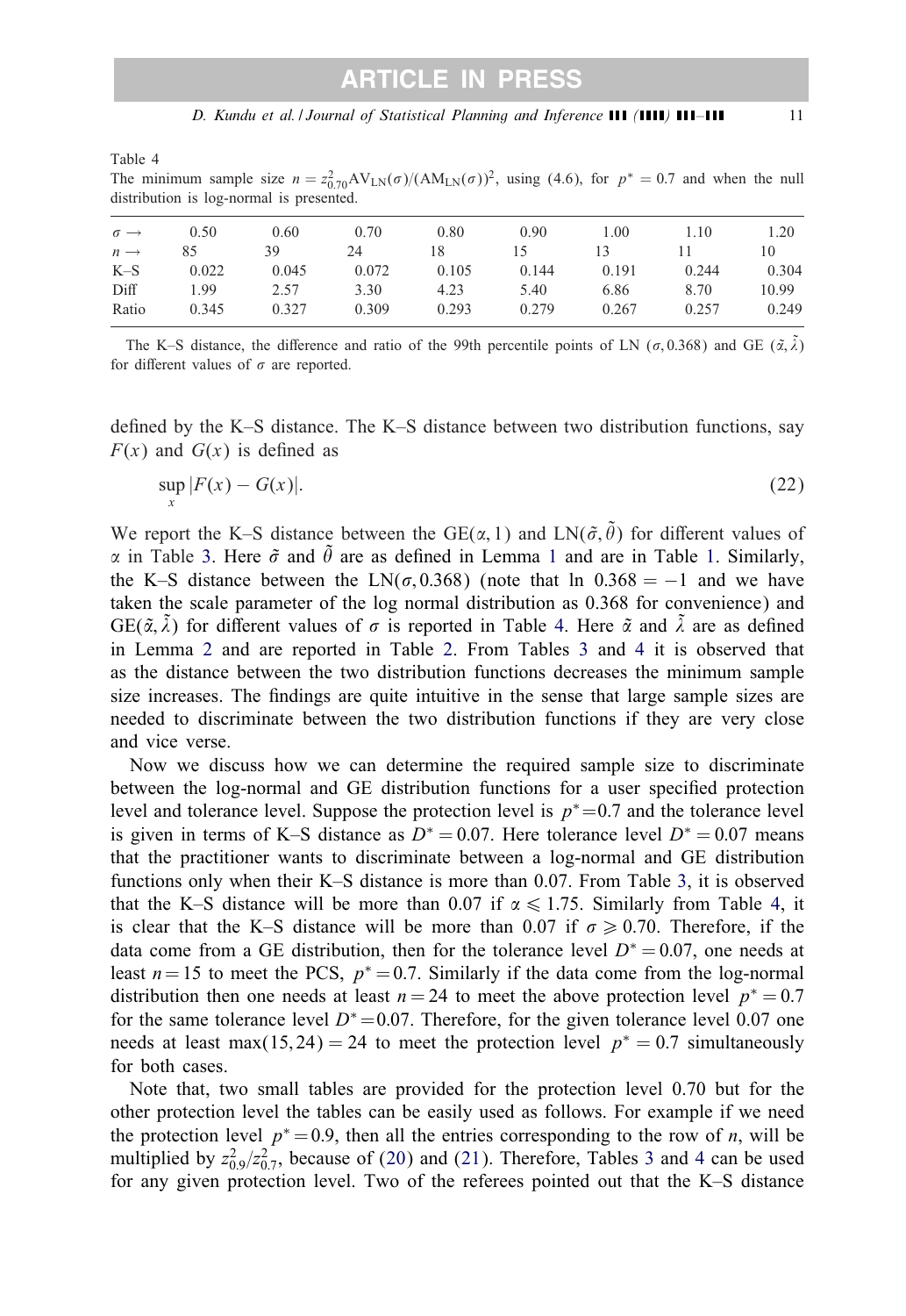Table 4
The minimum sample size $n = z_{0.70}^2 \text{AV}_{\text{LN}}(\sigma)/(\text{AM}_{\text{LN}}(\sigma))^2$, using (4.6), for $p^* = 0.7$ and when the null distribution is log-normal is presented.

| $\sigma \rightarrow$ | 0.50 | 0.60 | 0.70 | 0.80 | 0.90 | 1.00 | 1.10 | 1.20 |
|---|---|---|---|---|---|---|---|---|
| $n \rightarrow$ | 85 | 39 | 24 | 18 | 15 | 13 | 11 | 10 |
| K–S | 0.022 | 0.045 | 0.072 | 0.105 | 0.144 | 0.191 | 0.244 | 0.304 |
| Diff | 1.99 | 2.57 | 3.30 | 4.23 | 5.40 | 6.86 | 8.70 | 10.99 |
| Ratio | 0.345 | 0.327 | 0.309 | 0.293 | 0.279 | 0.267 | 0.257 | 0.249 |

The K–S distance, the difference and ratio of the 99th percentile points of LN $(\sigma, 0.368)$ and GE $(\tilde{\alpha}, \tilde{\lambda})$ for different values of $\sigma$ are reported.

defined by the K–S distance. The K–S distance between two distribution functions, say $F(x)$ and $G(x)$ is defined as

$$\sup_x |F(x) - G(x)|. \tag{22}$$

We report the K–S distance between the GE$(\alpha, 1)$ and LN$(\tilde{\sigma}, \tilde{\theta})$ for different values of $\alpha$ in Table 3. Here $\tilde{\sigma}$ and $\tilde{\theta}$ are as defined in Lemma 1 and are in Table 1. Similarly, the K–S distance between the LN$(\sigma, 0.368)$ (note that $\ln\ 0.368 = -1$ and we have taken the scale parameter of the log normal distribution as 0.368 for convenience) and GE$(\tilde{\alpha}, \tilde{\lambda})$ for different values of $\sigma$ is reported in Table 4. Here $\tilde{\alpha}$ and $\tilde{\lambda}$ are as defined in Lemma 2 and are reported in Table 2. From Tables 3 and 4 it is observed that as the distance between the two distribution functions decreases the minimum sample size increases. The findings are quite intuitive in the sense that large sample sizes are needed to discriminate between the two distribution functions if they are very close and vice verse.

Now we discuss how we can determine the required sample size to discriminate between the log-normal and GE distribution functions for a user specified protection level and tolerance level. Suppose the protection level is $p^* = 0.7$ and the tolerance level is given in terms of K–S distance as $D^* = 0.07$. Here tolerance level $D^* = 0.07$ means that the practitioner wants to discriminate between a log-normal and GE distribution functions only when their K–S distance is more than 0.07. From Table 3, it is observed that the K–S distance will be more than 0.07 if $\alpha \leqslant 1.75$. Similarly from Table 4, it is clear that the K–S distance will be more than 0.07 if $\sigma \geqslant 0.70$. Therefore, if the data come from a GE distribution, then for the tolerance level $D^* = 0.07$, one needs at least $n = 15$ to meet the PCS, $p^* = 0.7$. Similarly if the data come from the log-normal distribution then one needs at least $n = 24$ to meet the above protection level $p^* = 0.7$ for the same tolerance level $D^* = 0.07$. Therefore, for the given tolerance level 0.07 one needs at least $\max(15, 24) = 24$ to meet the protection level $p^* = 0.7$ simultaneously for both cases.

Note that, two small tables are provided for the protection level 0.70 but for the other protection level the tables can be easily used as follows. For example if we need the protection level $p^* = 0.9$, then all the entries corresponding to the row of $n$, will be multiplied by $z_{0.9}^2 / z_{0.7}^2$, because of (20) and (21). Therefore, Tables 3 and 4 can be used for any given protection level. Two of the referees pointed out that the K–S distance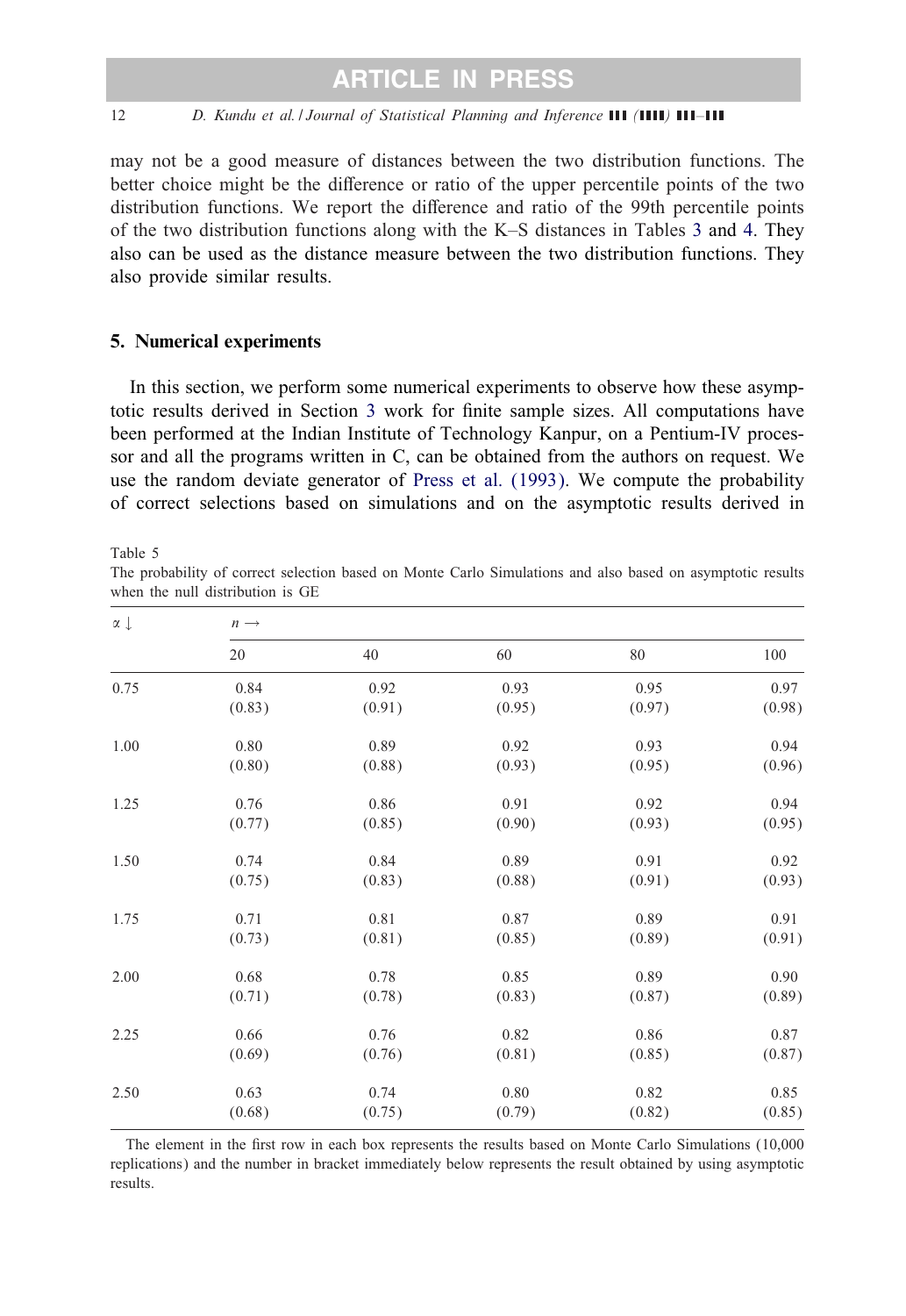may not be a good measure of distances between the two distribution functions. The better choice might be the difference or ratio of the upper percentile points of the two distribution functions. We report the difference and ratio of the 99th percentile points of the two distribution functions along with the K–S distances in Tables 3 and 4. They also can be used as the distance measure between the two distribution functions. They also provide similar results.

## 5. Numerical experiments

In this section, we perform some numerical experiments to observe how these asymptotic results derived in Section 3 work for finite sample sizes. All computations have been performed at the Indian Institute of Technology Kanpur, on a Pentium-IV processor and all the programs written in C, can be obtained from the authors on request. We use the random deviate generator of Press et al. (1993). We compute the probability of correct selections based on simulations and on the asymptotic results derived in

Table 5

The probability of correct selection based on Monte Carlo Simulations and also based on asymptotic results when the null distribution is GE

| $\alpha \downarrow$ | $n \rightarrow$ | | | | |
|---|---|---|---|---|---|
| | 20 | 40 | 60 | 80 | 100 |
| 0.75 | 0.84<br>(0.83) | 0.92<br>(0.91) | 0.93<br>(0.95) | 0.95<br>(0.97) | 0.97<br>(0.98) |
| 1.00 | 0.80<br>(0.80) | 0.89<br>(0.88) | 0.92<br>(0.93) | 0.93<br>(0.95) | 0.94<br>(0.96) |
| 1.25 | 0.76<br>(0.77) | 0.86<br>(0.85) | 0.91<br>(0.90) | 0.92<br>(0.93) | 0.94<br>(0.95) |
| 1.50 | 0.74<br>(0.75) | 0.84<br>(0.83) | 0.89<br>(0.88) | 0.91<br>(0.91) | 0.92<br>(0.93) |
| 1.75 | 0.71<br>(0.73) | 0.81<br>(0.81) | 0.87<br>(0.85) | 0.89<br>(0.89) | 0.91<br>(0.91) |
| 2.00 | 0.68<br>(0.71) | 0.78<br>(0.78) | 0.85<br>(0.83) | 0.89<br>(0.87) | 0.90<br>(0.89) |
| 2.25 | 0.66<br>(0.69) | 0.76<br>(0.76) | 0.82<br>(0.81) | 0.86<br>(0.85) | 0.87<br>(0.87) |
| 2.50 | 0.63<br>(0.68) | 0.74<br>(0.75) | 0.80<br>(0.79) | 0.82<br>(0.82) | 0.85<br>(0.85) |

The element in the first row in each box represents the results based on Monte Carlo Simulations (10,000 replications) and the number in bracket immediately below represents the result obtained by using asymptotic results.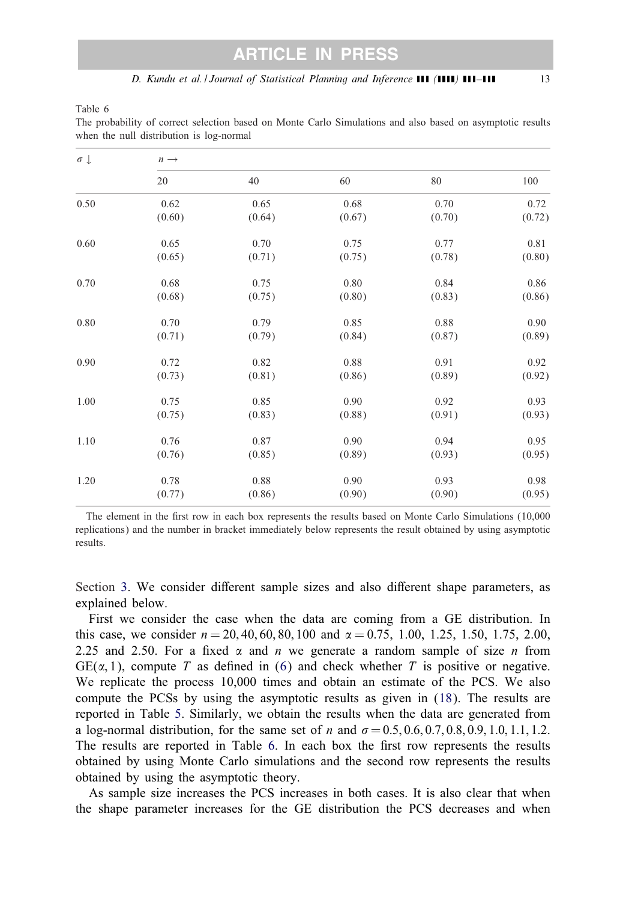Table 6

The probability of correct selection based on Monte Carlo Simulations and also based on asymptotic results when the null distribution is log-normal

| $\sigma \downarrow$ | $n \rightarrow$ | | | | |
|---|---|---|---|---|---|
| | 20 | 40 | 60 | 80 | 100 |
| 0.50 | 0.62<br>(0.60) | 0.65<br>(0.64) | 0.68<br>(0.67) | 0.70<br>(0.70) | 0.72<br>(0.72) |
| 0.60 | 0.65<br>(0.65) | 0.70<br>(0.71) | 0.75<br>(0.75) | 0.77<br>(0.78) | 0.81<br>(0.80) |
| 0.70 | 0.68<br>(0.68) | 0.75<br>(0.75) | 0.80<br>(0.80) | 0.84<br>(0.83) | 0.86<br>(0.86) |
| 0.80 | 0.70<br>(0.71) | 0.79<br>(0.79) | 0.85<br>(0.84) | 0.88<br>(0.87) | 0.90<br>(0.89) |
| 0.90 | 0.72<br>(0.73) | 0.82<br>(0.81) | 0.88<br>(0.86) | 0.91<br>(0.89) | 0.92<br>(0.92) |
| 1.00 | 0.75<br>(0.75) | 0.85<br>(0.83) | 0.90<br>(0.88) | 0.92<br>(0.91) | 0.93<br>(0.93) |
| 1.10 | 0.76<br>(0.76) | 0.87<br>(0.85) | 0.90<br>(0.89) | 0.94<br>(0.93) | 0.95<br>(0.95) |
| 1.20 | 0.78<br>(0.77) | 0.88<br>(0.86) | 0.90<br>(0.90) | 0.93<br>(0.90) | 0.98<br>(0.95) |

The element in the first row in each box represents the results based on Monte Carlo Simulations (10,000 replications) and the number in bracket immediately below represents the result obtained by using asymptotic results.

Section 3. We consider different sample sizes and also different shape parameters, as explained below.

First we consider the case when the data are coming from a GE distribution. In this case, we consider $n = 20, 40, 60, 80, 100$ and $\alpha = 0.75$, 1.00, 1.25, 1.50, 1.75, 2.00, 2.25 and 2.50. For a fixed $\alpha$ and $n$ we generate a random sample of size $n$ from $\text{GE}(\alpha, 1)$, compute $T$ as defined in (6) and check whether $T$ is positive or negative. We replicate the process 10,000 times and obtain an estimate of the PCS. We also compute the PCSs by using the asymptotic results as given in (18). The results are reported in Table 5. Similarly, we obtain the results when the data are generated from a log-normal distribution, for the same set of $n$ and $\sigma = 0.5, 0.6, 0.7, 0.8, 0.9, 1.0, 1.1, 1.2$. The results are reported in Table 6. In each box the first row represents the results obtained by using Monte Carlo simulations and the second row represents the results obtained by using the asymptotic theory.

As sample size increases the PCS increases in both cases. It is also clear that when the shape parameter increases for the GE distribution the PCS decreases and when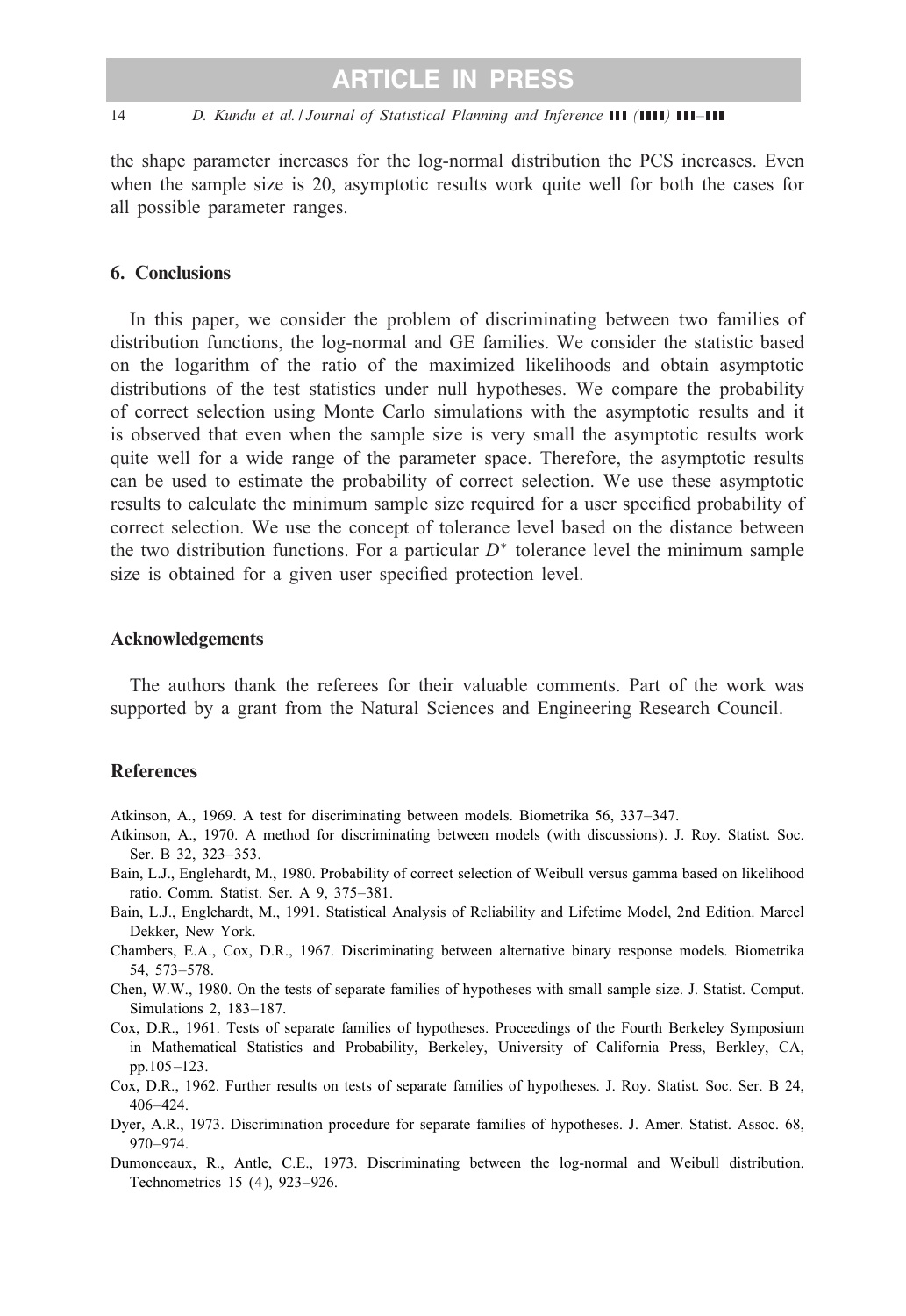the shape parameter increases for the log-normal distribution the PCS increases. Even when the sample size is 20, asymptotic results work quite well for both the cases for all possible parameter ranges.

## 6. Conclusions

In this paper, we consider the problem of discriminating between two families of distribution functions, the log-normal and GE families. We consider the statistic based on the logarithm of the ratio of the maximized likelihoods and obtain asymptotic distributions of the test statistics under null hypotheses. We compare the probability of correct selection using Monte Carlo simulations with the asymptotic results and it is observed that even when the sample size is very small the asymptotic results work quite well for a wide range of the parameter space. Therefore, the asymptotic results can be used to estimate the probability of correct selection. We use these asymptotic results to calculate the minimum sample size required for a user specified probability of correct selection. We use the concept of tolerance level based on the distance between the two distribution functions. For a particular $D^*$ tolerance level the minimum sample size is obtained for a given user specified protection level.

## Acknowledgements

The authors thank the referees for their valuable comments. Part of the work was supported by a grant from the Natural Sciences and Engineering Research Council.

## References

Atkinson, A., 1969. A test for discriminating between models. Biometrika 56, 337–347.

Atkinson, A., 1970. A method for discriminating between models (with discussions). J. Roy. Statist. Soc. Ser. B 32, 323–353.

Bain, L.J., Englehardt, M., 1980. Probability of correct selection of Weibull versus gamma based on likelihood ratio. Comm. Statist. Ser. A 9, 375–381.

Bain, L.J., Englehardt, M., 1991. Statistical Analysis of Reliability and Lifetime Model, 2nd Edition. Marcel Dekker, New York.

Chambers, E.A., Cox, D.R., 1967. Discriminating between alternative binary response models. Biometrika 54, 573–578.

Chen, W.W., 1980. On the tests of separate families of hypotheses with small sample size. J. Statist. Comput. Simulations 2, 183–187.

Cox, D.R., 1961. Tests of separate families of hypotheses. Proceedings of the Fourth Berkeley Symposium in Mathematical Statistics and Probability, Berkeley, University of California Press, Berkley, CA, pp.105–123.

Cox, D.R., 1962. Further results on tests of separate families of hypotheses. J. Roy. Statist. Soc. Ser. B 24, 406–424.

Dyer, A.R., 1973. Discrimination procedure for separate families of hypotheses. J. Amer. Statist. Assoc. 68, 970–974.

Dumonceaux, R., Antle, C.E., 1973. Discriminating between the log-normal and Weibull distribution. Technometrics 15 (4), 923–926.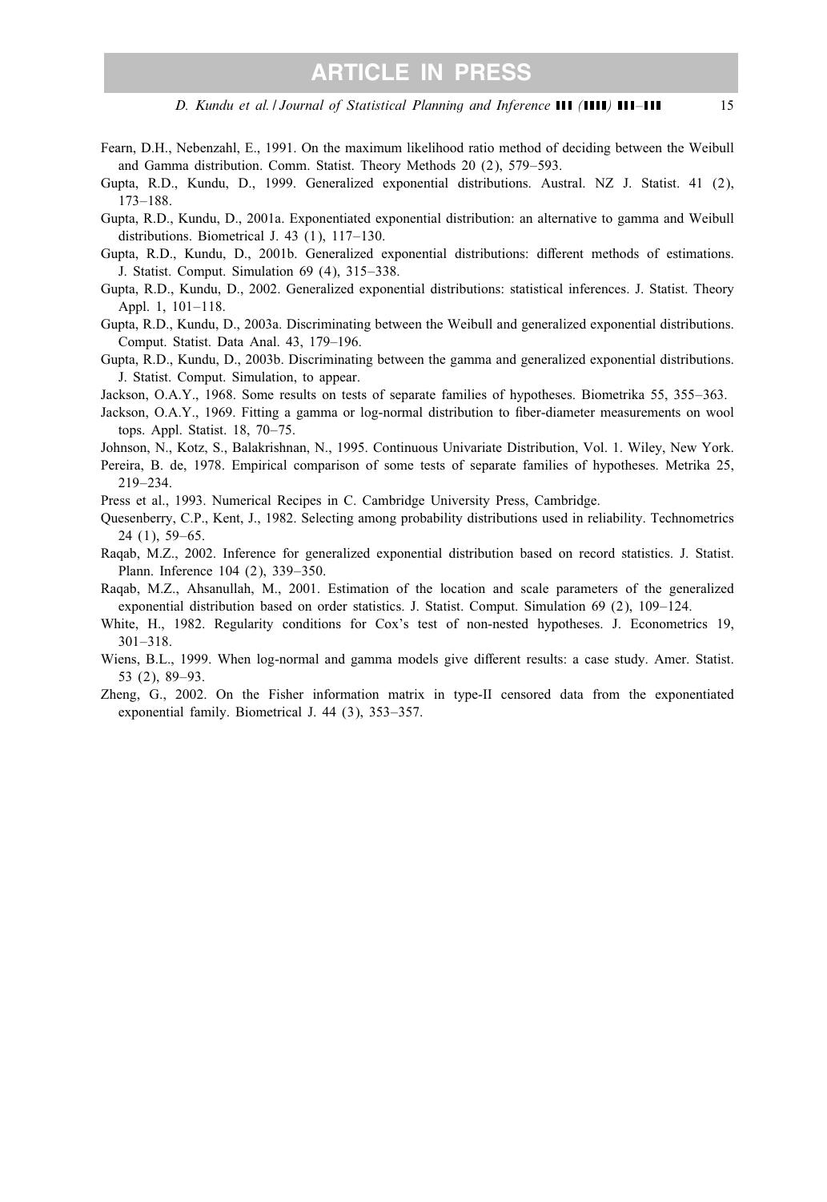Fearn, D.H., Nebenzahl, E., 1991. On the maximum likelihood ratio method of deciding between the Weibull and Gamma distribution. Comm. Statist. Theory Methods 20 (2), 579–593.

Gupta, R.D., Kundu, D., 1999. Generalized exponential distributions. Austral. NZ J. Statist. 41 (2), 173–188.

Gupta, R.D., Kundu, D., 2001a. Exponentiated exponential distribution: an alternative to gamma and Weibull distributions. Biometrical J. 43 (1), 117–130.

Gupta, R.D., Kundu, D., 2001b. Generalized exponential distributions: different methods of estimations. J. Statist. Comput. Simulation 69 (4), 315–338.

Gupta, R.D., Kundu, D., 2002. Generalized exponential distributions: statistical inferences. J. Statist. Theory Appl. 1, 101–118.

Gupta, R.D., Kundu, D., 2003a. Discriminating between the Weibull and generalized exponential distributions. Comput. Statist. Data Anal. 43, 179–196.

Gupta, R.D., Kundu, D., 2003b. Discriminating between the gamma and generalized exponential distributions. J. Statist. Comput. Simulation, to appear.

Jackson, O.A.Y., 1968. Some results on tests of separate families of hypotheses. Biometrika 55, 355–363.

Jackson, O.A.Y., 1969. Fitting a gamma or log-normal distribution to fiber-diameter measurements on wool tops. Appl. Statist. 18, 70–75.

Johnson, N., Kotz, S., Balakrishnan, N., 1995. Continuous Univariate Distribution, Vol. 1. Wiley, New York.

Pereira, B. de, 1978. Empirical comparison of some tests of separate families of hypotheses. Metrika 25, 219–234.

Press et al., 1993. Numerical Recipes in C. Cambridge University Press, Cambridge.

Quesenberry, C.P., Kent, J., 1982. Selecting among probability distributions used in reliability. Technometrics 24 (1), 59–65.

Raqab, M.Z., 2002. Inference for generalized exponential distribution based on record statistics. J. Statist. Plann. Inference 104 (2), 339–350.

Raqab, M.Z., Ahsanullah, M., 2001. Estimation of the location and scale parameters of the generalized exponential distribution based on order statistics. J. Statist. Comput. Simulation 69 (2), 109–124.

White, H., 1982. Regularity conditions for Cox's test of non-nested hypotheses. J. Econometrics 19, 301–318.

Wiens, B.L., 1999. When log-normal and gamma models give different results: a case study. Amer. Statist. 53 (2), 89–93.

Zheng, G., 2002. On the Fisher information matrix in type-II censored data from the exponentiated exponential family. Biometrical J. 44 (3), 353–357.